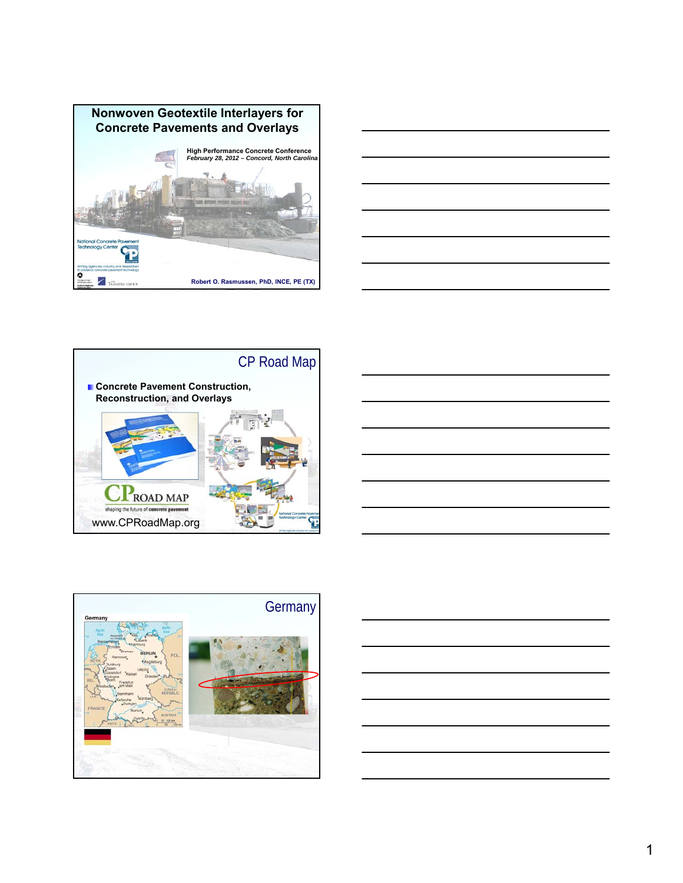# Nonwoven Geotextile Interlayers for Concrete Pavements and Overlays

**High Performance Concrete Conference**
***February 28, 2012 – Concord, North Carolina***

National Concrete Pavement Technology Center

**Robert O. Rasmussen, PhD, INCE, PE (TX)**

## CP Road Map

- **Concrete Pavement Construction, Reconstruction, and Overlays**

CP ROAD MAP
shaping the future of concrete pavement

www.CPRoadMap.org

## Germany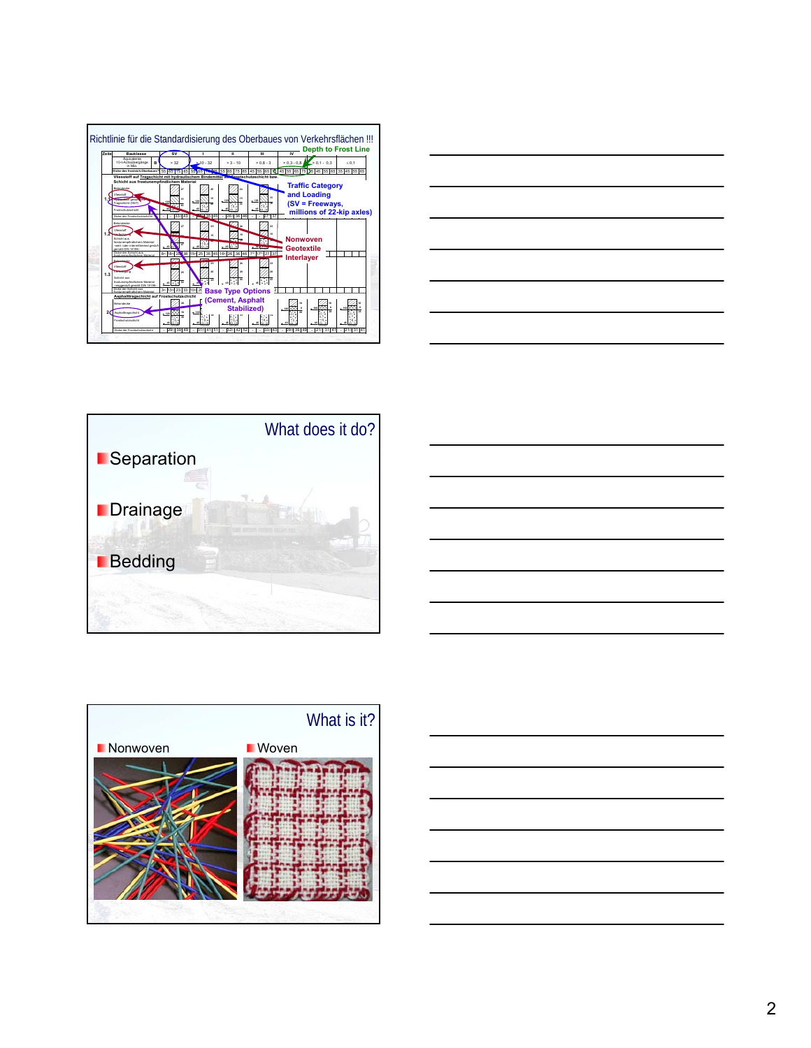## Richtlinie für die Standardisierung des Oberbaues von Verkehrsflächen !!!

Depth to Frost Line

Traffic Category and Loading (SV = Freeways, millions of 22-kip axles)

Nonwoven Geotextile Interlayer

Base Type Options (Cement, Asphalt Stabilized)

## What does it do?

- Separation
- Drainage
- Bedding

## What is it?

- Nonwoven
- Woven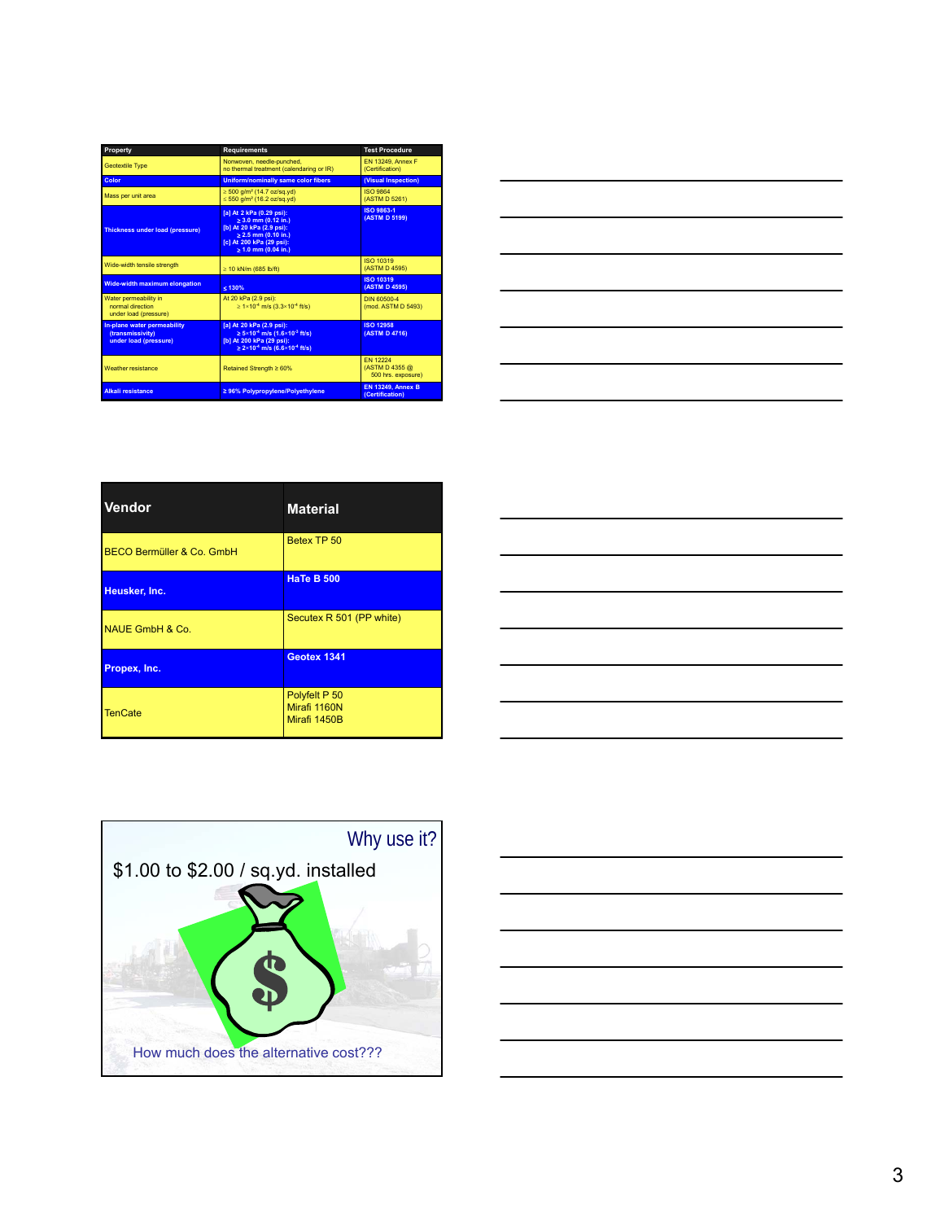| Property | Requirements | Test Procedure |
|---|---|---|
| Geotextile Type | Nonwoven, needle-punched, no thermal treatment (calendaring or IR) | EN 13249, Annex F (Certification) |
| Color | Uniform/nominally same color fibers | (Visual inspection) |
| Mass per unit area | ≥ 500 g/m² (14.7 oz/sq.yd) ≤ 550 g/m² (16.2 oz/sq.yd) | ISO 9864 (ASTM D 5261) |
| Thickness under load (pressure) | [a] At 2 kPa (0.29 psi): ≥ 3.0 mm (0.12 in.) [b] At 20 kPa (2.9 psi): ≥ 2.5 mm (0.10 in.) [c] At 200 kPa (29 psi): ≥ 1.0 mm (0.04 in.) | ISO 9863-1 (ASTM D 5199) |
| Wide-width tensile strength | ≥ 10 kN/m (685 lb/ft) | ISO 10319 (ASTM D 4595) |
| Wide-width maximum elongation | ≤ 130% | ISO 10319 (ASTM D 4595) |
| Water permeability in normal direction under load (pressure) | At 20 kPa (2.9 psi): ≥ $1\times10^{-4}$ m/s ($3.3\times10^{-4}$ ft/s) | DIN 60500-4 (mod. ASTM D 5493) |
| In-plane water permeability (transmissivity) under load (pressure) | [a] At 20 kPa (2.9 psi): ≥ $5\times10^{-4}$ m/s ($1.6\times10^{-3}$ ft/s) [b] At 200 kPa (29 psi): ≥ $2\times10^{-4}$ m/s ($6.6\times10^{-4}$ ft/s) | ISO 12958 (ASTM D 4716) |
| Weather resistance | Retained Strength ≥ 60% | EN 12224 (ASTM D 4355 @ 500 hrs. exposure) |
| Alkali resistance | ≥ 96% Polypropylene/Polyethylene | EN 13249, Annex B (Certification) |

| Vendor | Material |
|---|---|
| BECO Bermüller & Co. GmbH | Betex TP 50 |
| Heusker, Inc. | HaTe B 500 |
| NAUE GmbH & Co. | Secutex R 501 (PP white) |
| Propex, Inc. | Geotex 1341 |
| TenCate | Polyfelt P 50<br>Mirafi 1160N<br>Mirafi 1450B |

## Why use it?

$1.00 to $2.00 / sq.yd. installed

How much does the alternative cost???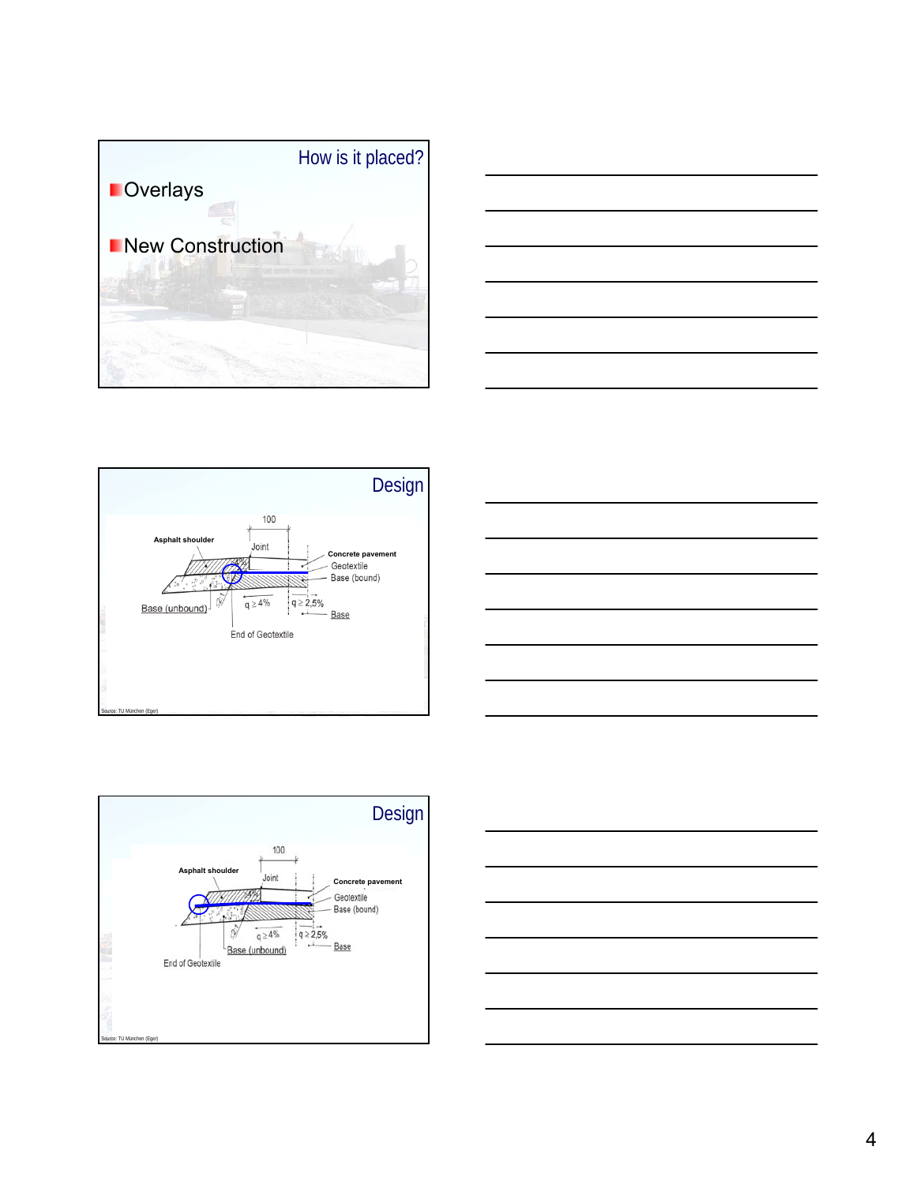## How is it placed?

- Overlays
- New Construction

## Design

Asphalt shoulder

100

Joint

Concrete pavement

Geotextile

Base (bound)

Base (unbound)

q ≥ 4%

q ≥ 2,5%

Base

End of Geotextile

Source: TU München (Eger)

## Design

Asphalt shoulder

100

Joint

Concrete pavement

Geotextile

Base (bound)

q ≥ 4%

q ≥ 2,5%

Base (unbound)

Base

End of Geotextile

Source: TU München (Eger)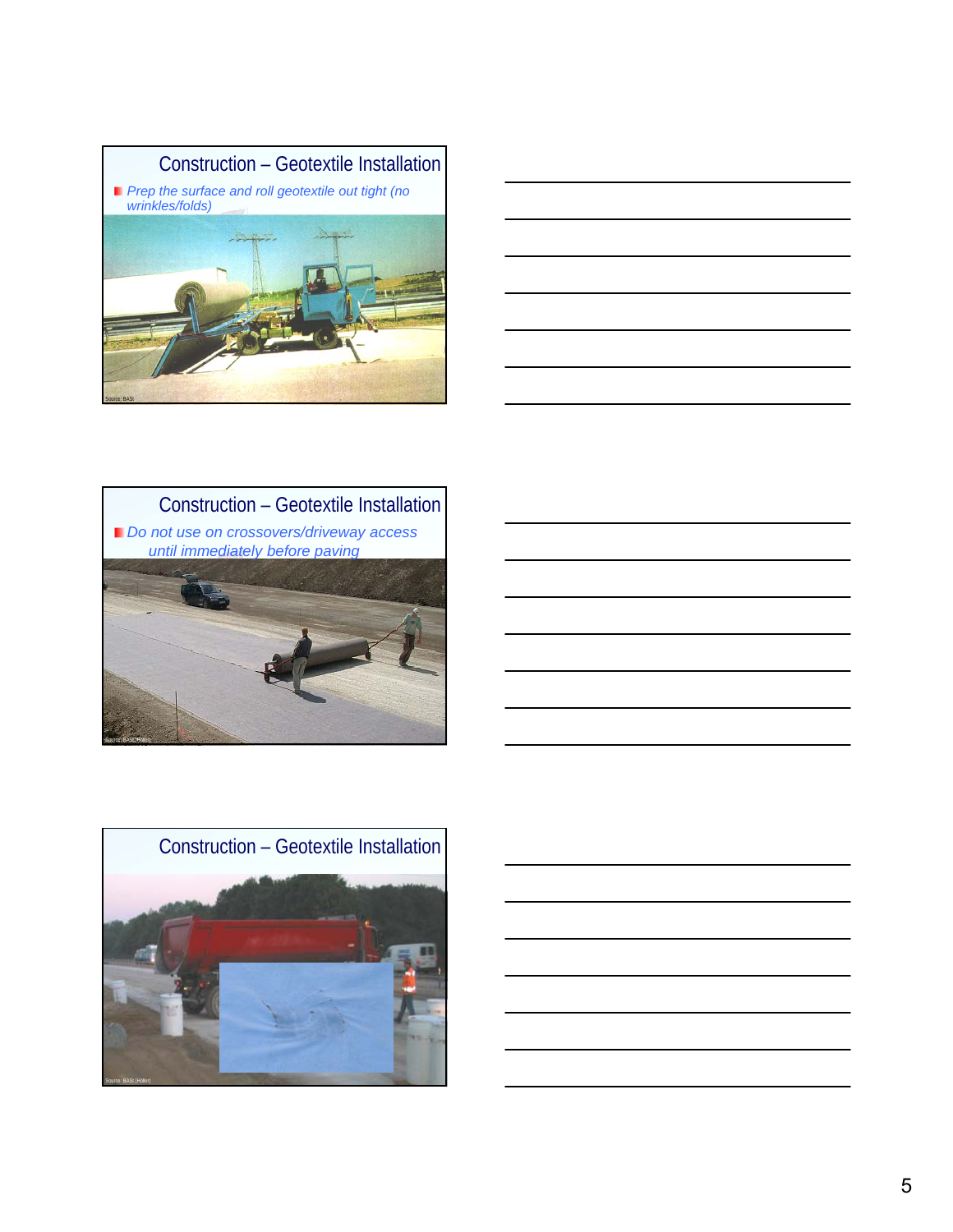## Construction – Geotextile Installation

- Prep the surface and roll geotextile out tight (no wrinkles/folds)

Source: BASt

## Construction – Geotextile Installation

- Do not use on crossovers/driveway access until immediately before paving

Source: BASt (Höller)

## Construction – Geotextile Installation

Source: BASt (Höller)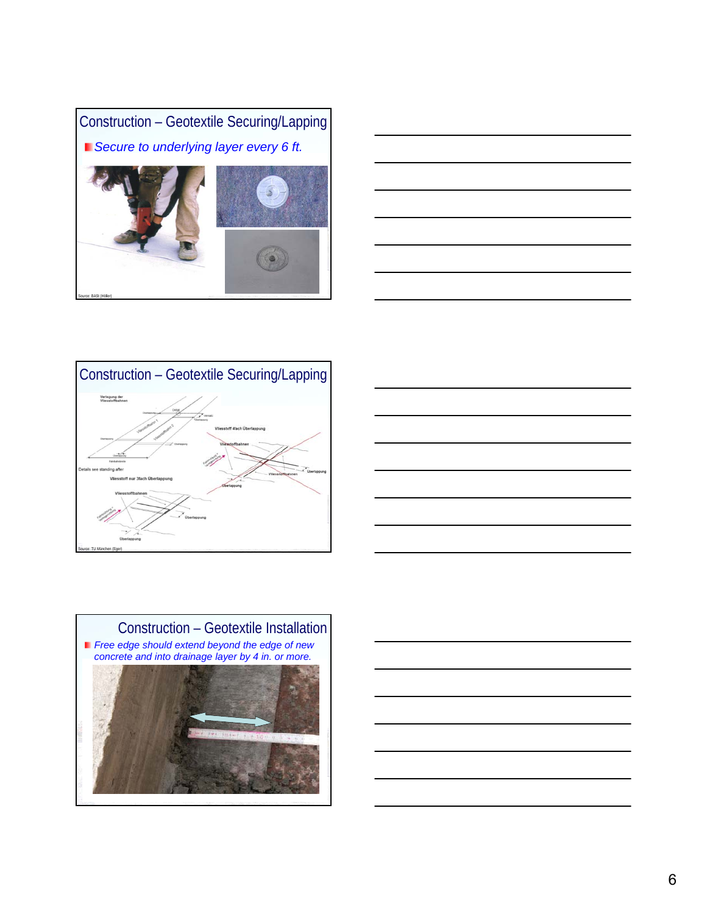## Construction – Geotextile Securing/Lapping

- *Secure to underlying layer every 6 ft.*

Source: BASt (Höller)

## Construction – Geotextile Securing/Lapping

Verlegung der Vliesstoffbahnen

Details see standing after

Vliesstoff nur 3fach Überlappung

Vliesstoff 4fach Überlappung

Source: TU München (Eger)

## Construction – Geotextile Installation

- *Free edge should extend beyond the edge of new concrete and into drainage layer by 4 in. or more.*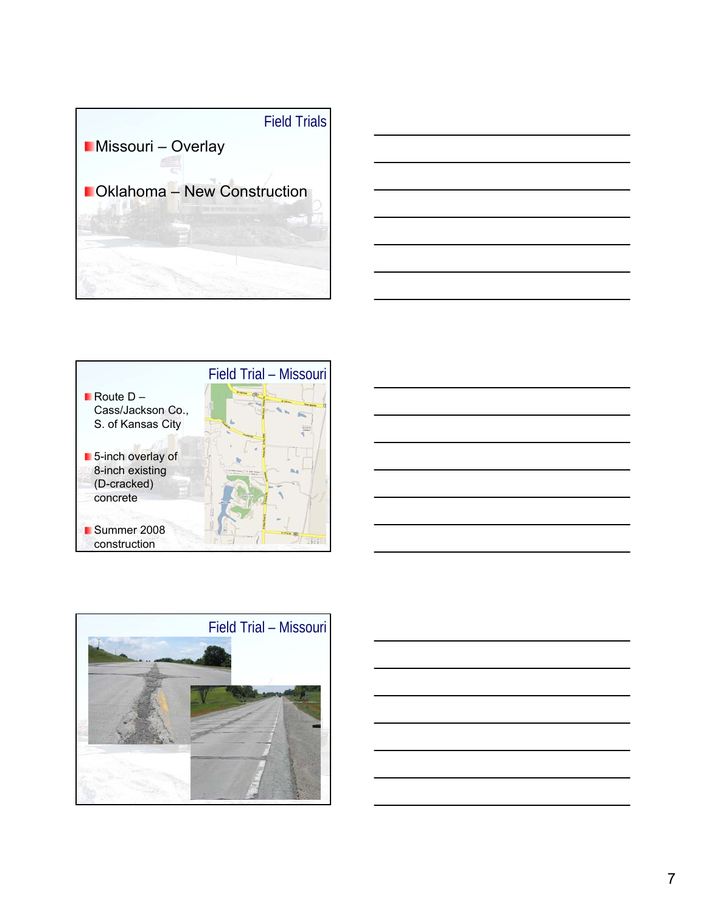## Field Trials

- Missouri – Overlay
- Oklahoma – New Construction

## Field Trial – Missouri

- Route D – Cass/Jackson Co., S. of Kansas City
- 5-inch overlay of 8-inch existing (D-cracked) concrete
- Summer 2008 construction

## Field Trial – Missouri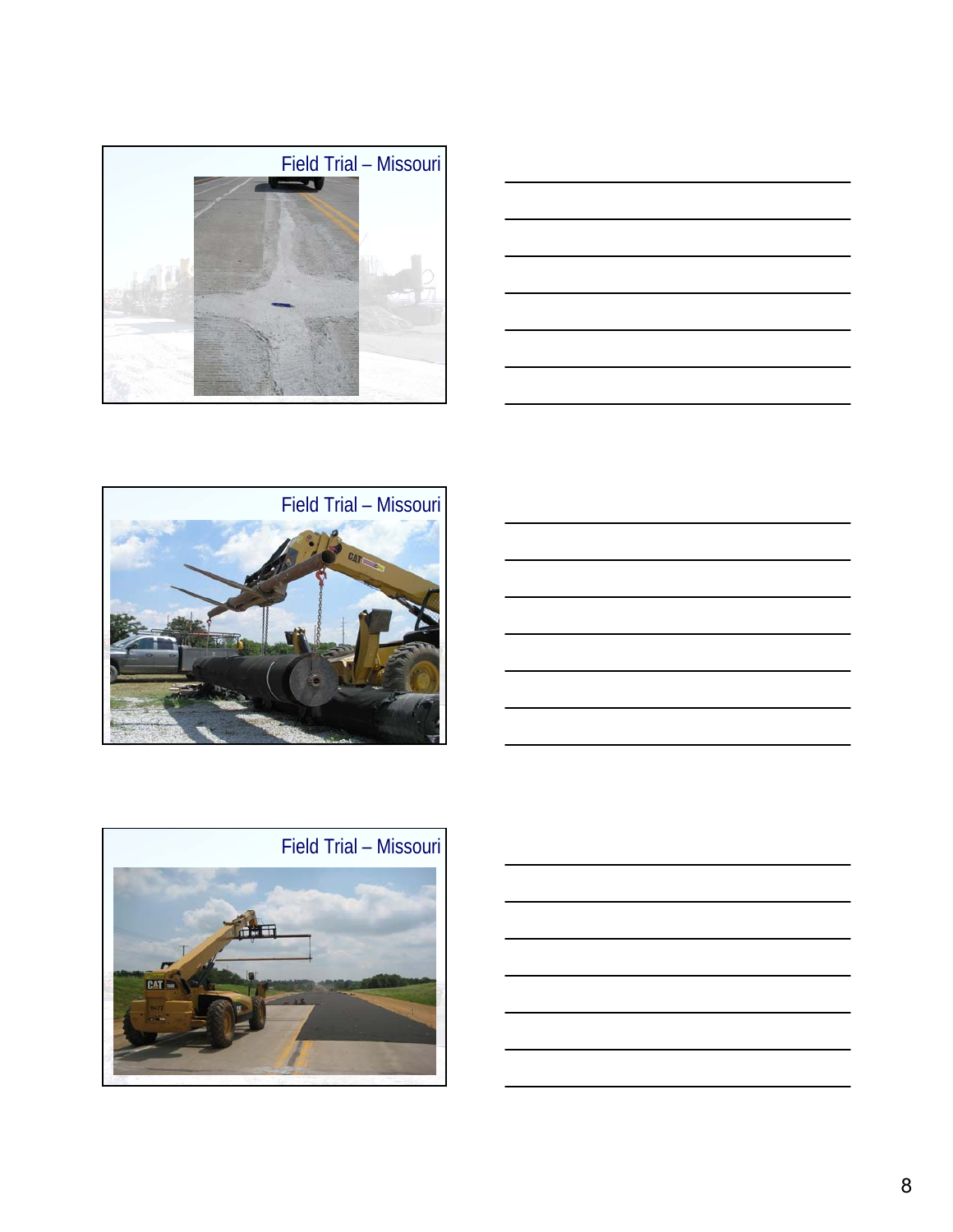## Field Trial – Missouri

## Field Trial – Missouri

## Field Trial – Missouri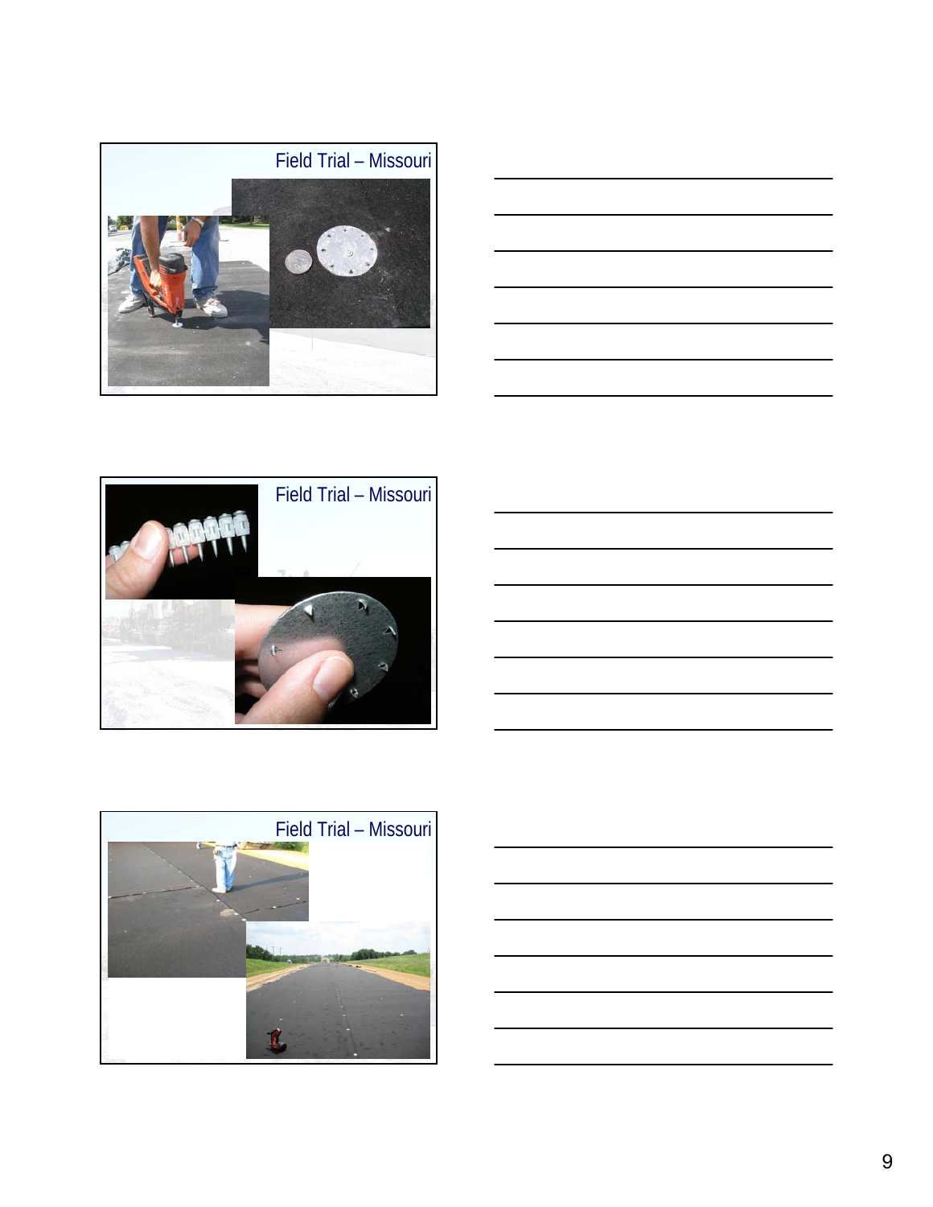## Field Trial – Missouri

## Field Trial – Missouri

## Field Trial – Missouri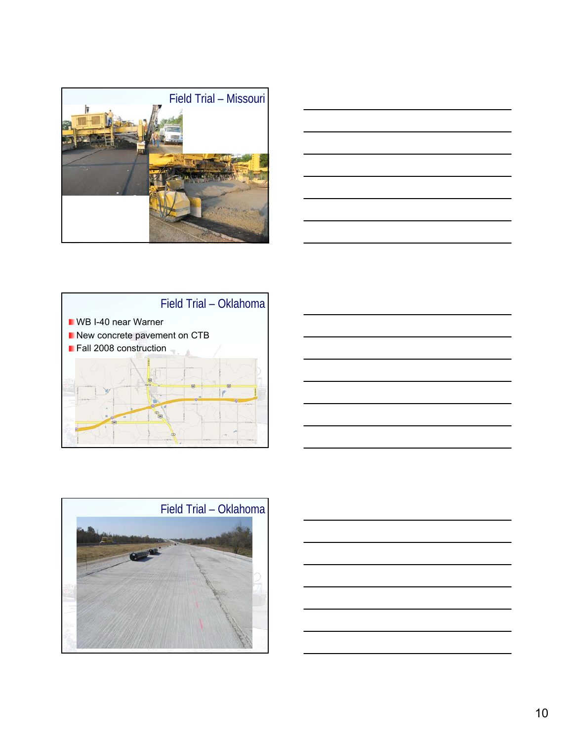## Field Trial – Missouri

## Field Trial – Oklahoma

- WB I-40 near Warner
- New concrete pavement on CTB
- Fall 2008 construction

## Field Trial – Oklahoma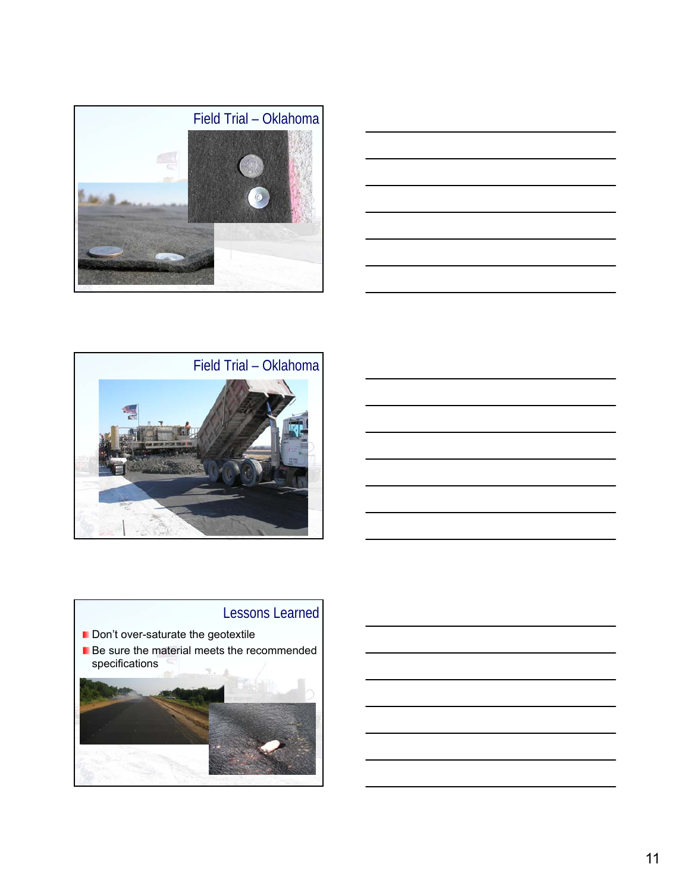## Field Trial – Oklahoma

## Field Trial – Oklahoma

## Lessons Learned

- Don't over-saturate the geotextile
- Be sure the material meets the recommended specifications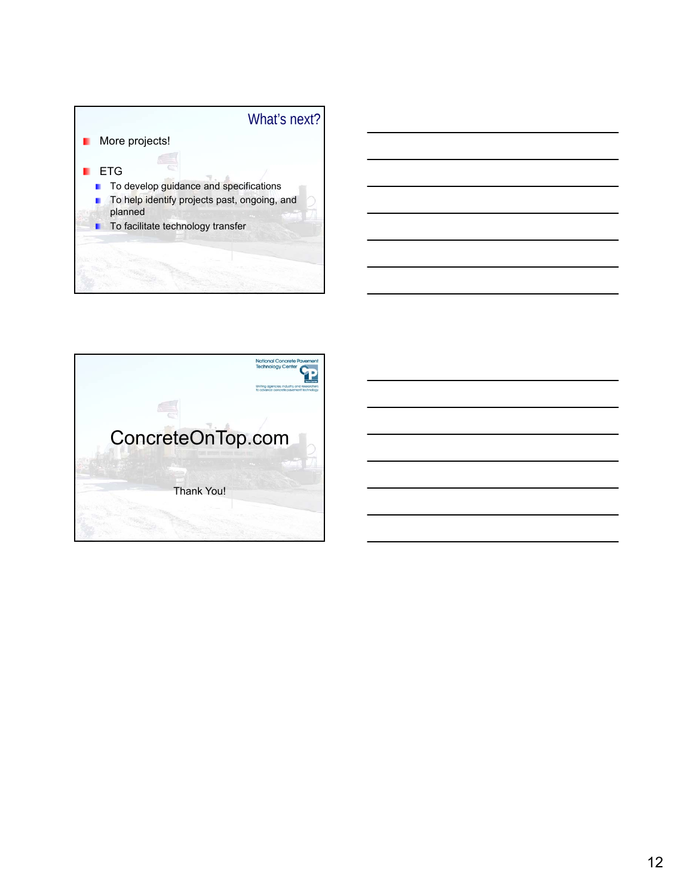## What's next?

- More projects!
- ETG
  - To develop guidance and specifications
  - To help identify projects past, ongoing, and planned
  - To facilitate technology transfer

National Concrete Pavement Technology Center

Uniting agencies, industry, and researchers to advance concrete pavement technology

ConcreteOnTop.com

Thank You!